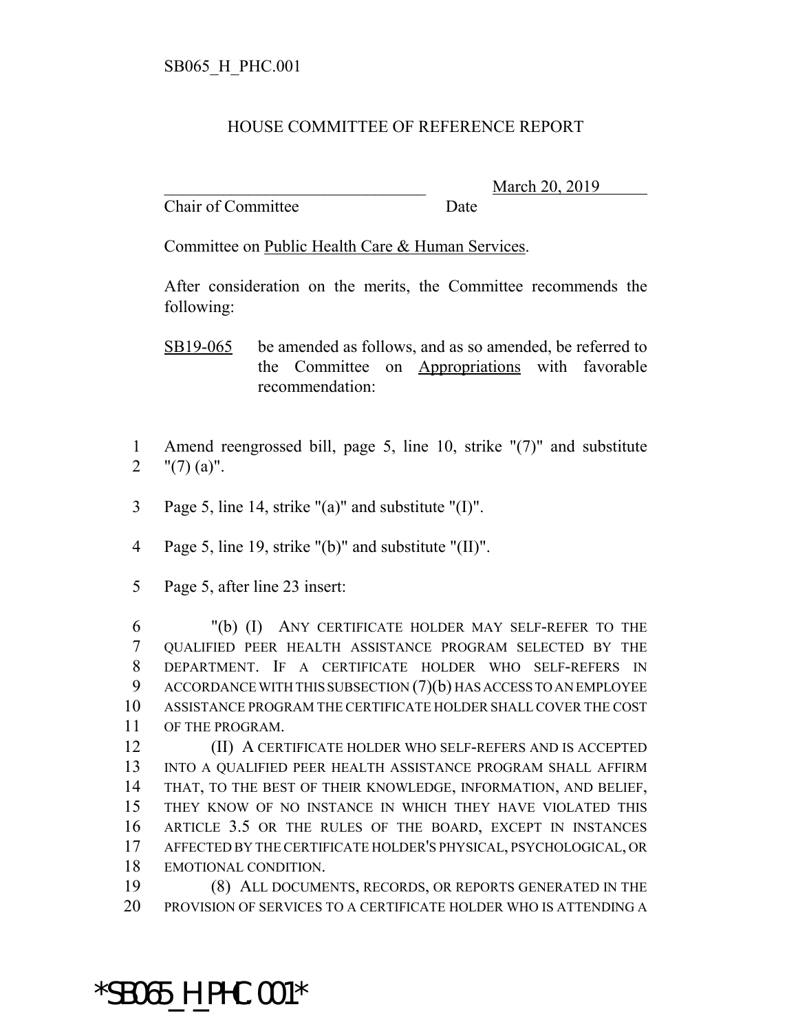SB065_H_PHC.001

# HOUSE COMMITTEE OF REFERENCE REPORT

_______________________________ March 20, 2019
Chair of Committee Date

Committee on Public Health Care & Human Services.

After consideration on the merits, the Committee recommends the following:

SB19-065 be amended as follows, and as so amended, be referred to the Committee on Appropriations with favorable recommendation:

1 Amend reengrossed bill, page 5, line 10, strike "(7)" and substitute
2 "(7) (a)".

3 Page 5, line 14, strike "(a)" and substitute "(I)".

4 Page 5, line 19, strike "(b)" and substitute "(II)".

5 Page 5, after line 23 insert:

6 "(b) (I) ANY CERTIFICATE HOLDER MAY SELF-REFER TO THE
7 QUALIFIED PEER HEALTH ASSISTANCE PROGRAM SELECTED BY THE
8 DEPARTMENT. IF A CERTIFICATE HOLDER WHO SELF-REFERS IN
9 ACCORDANCE WITH THIS SUBSECTION (7)(b) HAS ACCESS TO AN EMPLOYEE
10 ASSISTANCE PROGRAM THE CERTIFICATE HOLDER SHALL COVER THE COST
11 OF THE PROGRAM.

12 (II) A CERTIFICATE HOLDER WHO SELF-REFERS AND IS ACCEPTED
13 INTO A QUALIFIED PEER HEALTH ASSISTANCE PROGRAM SHALL AFFIRM
14 THAT, TO THE BEST OF THEIR KNOWLEDGE, INFORMATION, AND BELIEF,
15 THEY KNOW OF NO INSTANCE IN WHICH THEY HAVE VIOLATED THIS
16 ARTICLE 3.5 OR THE RULES OF THE BOARD, EXCEPT IN INSTANCES
17 AFFECTED BY THE CERTIFICATE HOLDER'S PHYSICAL, PSYCHOLOGICAL, OR
18 EMOTIONAL CONDITION.

19 (8) ALL DOCUMENTS, RECORDS, OR REPORTS GENERATED IN THE
20 PROVISION OF SERVICES TO A CERTIFICATE HOLDER WHO IS ATTENDING A

*SB065_H_PHC.001*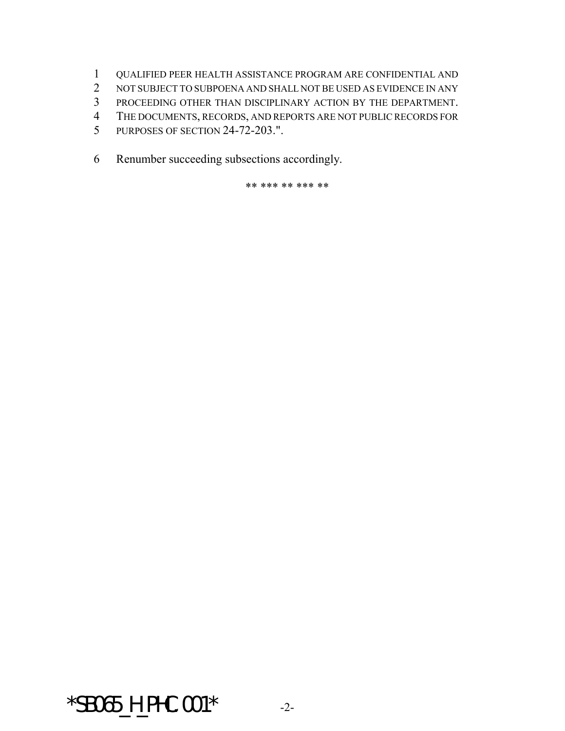QUALIFIED PEER HEALTH ASSISTANCE PROGRAM ARE CONFIDENTIAL AND NOT SUBJECT TO SUBPOENA AND SHALL NOT BE USED AS EVIDENCE IN ANY PROCEEDING OTHER THAN DISCIPLINARY ACTION BY THE DEPARTMENT. THE DOCUMENTS, RECORDS, AND REPORTS ARE NOT PUBLIC RECORDS FOR PURPOSES OF SECTION 24-72-203.".

Renumber succeeding subsections accordingly.

** *** ** *** **

*SB065_H_PHC.001*